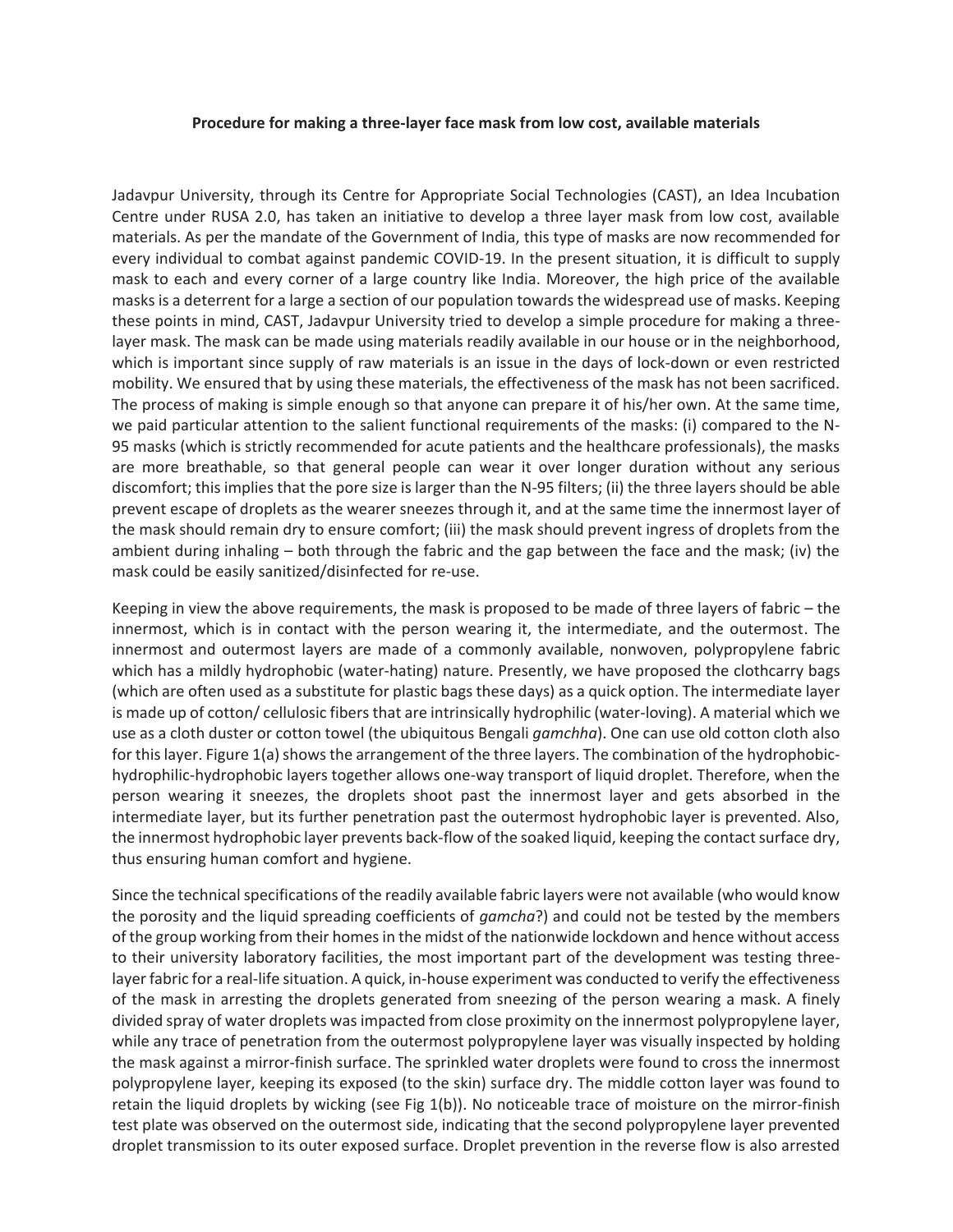**Procedure for making a three-layer face mask from low cost, available materials**

Jadavpur University, through its Centre for Appropriate Social Technologies (CAST), an Idea Incubation Centre under RUSA 2.0, has taken an initiative to develop a three layer mask from low cost, available materials. As per the mandate of the Government of India, this type of masks are now recommended for every individual to combat against pandemic COVID-19. In the present situation, it is difficult to supply mask to each and every corner of a large country like India. Moreover, the high price of the available masks is a deterrent for a large a section of our population towards the widespread use of masks. Keeping these points in mind, CAST, Jadavpur University tried to develop a simple procedure for making a three-layer mask. The mask can be made using materials readily available in our house or in the neighborhood, which is important since supply of raw materials is an issue in the days of lock-down or even restricted mobility. We ensured that by using these materials, the effectiveness of the mask has not been sacrificed. The process of making is simple enough so that anyone can prepare it of his/her own. At the same time, we paid particular attention to the salient functional requirements of the masks: (i) compared to the N-95 masks (which is strictly recommended for acute patients and the healthcare professionals), the masks are more breathable, so that general people can wear it over longer duration without any serious discomfort; this implies that the pore size is larger than the N-95 filters; (ii) the three layers should be able prevent escape of droplets as the wearer sneezes through it, and at the same time the innermost layer of the mask should remain dry to ensure comfort; (iii) the mask should prevent ingress of droplets from the ambient during inhaling – both through the fabric and the gap between the face and the mask; (iv) the mask could be easily sanitized/disinfected for re-use.

Keeping in view the above requirements, the mask is proposed to be made of three layers of fabric – the innermost, which is in contact with the person wearing it, the intermediate, and the outermost. The innermost and outermost layers are made of a commonly available, nonwoven, polypropylene fabric which has a mildly hydrophobic (water-hating) nature. Presently, we have proposed the clothcarry bags (which are often used as a substitute for plastic bags these days) as a quick option. The intermediate layer is made up of cotton/ cellulosic fibers that are intrinsically hydrophilic (water-loving). A material which we use as a cloth duster or cotton towel (the ubiquitous Bengali *gamchha*). One can use old cotton cloth also for this layer. Figure 1(a) shows the arrangement of the three layers. The combination of the hydrophobic-hydrophilic-hydrophobic layers together allows one-way transport of liquid droplet. Therefore, when the person wearing it sneezes, the droplets shoot past the innermost layer and gets absorbed in the intermediate layer, but its further penetration past the outermost hydrophobic layer is prevented. Also, the innermost hydrophobic layer prevents back-flow of the soaked liquid, keeping the contact surface dry, thus ensuring human comfort and hygiene.

Since the technical specifications of the readily available fabric layers were not available (who would know the porosity and the liquid spreading coefficients of *gamcha*?) and could not be tested by the members of the group working from their homes in the midst of the nationwide lockdown and hence without access to their university laboratory facilities, the most important part of the development was testing three-layer fabric for a real-life situation. A quick, in-house experiment was conducted to verify the effectiveness of the mask in arresting the droplets generated from sneezing of the person wearing a mask. A finely divided spray of water droplets was impacted from close proximity on the innermost polypropylene layer, while any trace of penetration from the outermost polypropylene layer was visually inspected by holding the mask against a mirror-finish surface. The sprinkled water droplets were found to cross the innermost polypropylene layer, keeping its exposed (to the skin) surface dry. The middle cotton layer was found to retain the liquid droplets by wicking (see Fig 1(b)). No noticeable trace of moisture on the mirror-finish test plate was observed on the outermost side, indicating that the second polypropylene layer prevented droplet transmission to its outer exposed surface. Droplet prevention in the reverse flow is also arrested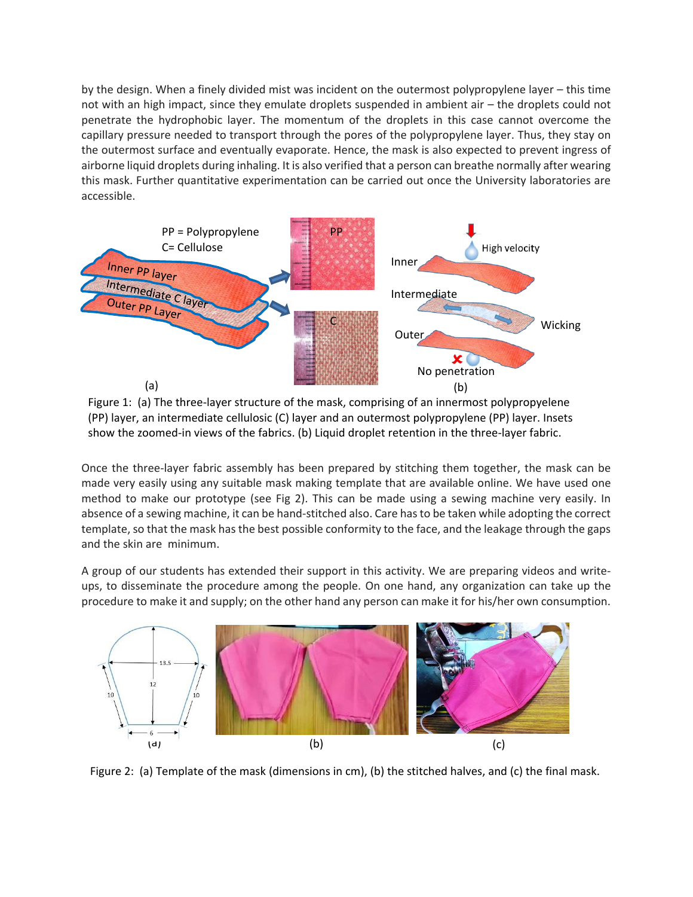by the design. When a finely divided mist was incident on the outermost polypropylene layer – this time not with an high impact, since they emulate droplets suspended in ambient air – the droplets could not penetrate the hydrophobic layer. The momentum of the droplets in this case cannot overcome the capillary pressure needed to transport through the pores of the polypropylene layer. Thus, they stay on the outermost surface and eventually evaporate. Hence, the mask is also expected to prevent ingress of airborne liquid droplets during inhaling. It is also verified that a person can breathe normally after wearing this mask. Further quantitative experimentation can be carried out once the University laboratories are accessible.

PP = Polypropylene
C= Cellulose

Inner PP layer
Intermediate C layer
Outer PP Layer

PP

C

(a)

High velocity
Inner
Intermediate
Wicking
Outer
No penetration

(b)

Figure 1: (a) The three-layer structure of the mask, comprising of an innermost polypropyelene (PP) layer, an intermediate cellulosic (C) layer and an outermost polypropylene (PP) layer. Insets show the zoomed-in views of the fabrics. (b) Liquid droplet retention in the three-layer fabric.

Once the three-layer fabric assembly has been prepared by stitching them together, the mask can be made very easily using any suitable mask making template that are available online. We have used one method to make our prototype (see Fig 2). This can be made using a sewing machine very easily. In absence of a sewing machine, it can be hand-stitched also. Care has to be taken while adopting the correct template, so that the mask has the best possible conformity to the face, and the leakage through the gaps and the skin are minimum.

A group of our students has extended their support in this activity. We are preparing videos and write-ups, to disseminate the procedure among the people. On one hand, any organization can take up the procedure to make it and supply; on the other hand any person can make it for his/her own consumption.

13.5
12
10
10
6

(a)

(b)

(c)

Figure 2: (a) Template of the mask (dimensions in cm), (b) the stitched halves, and (c) the final mask.